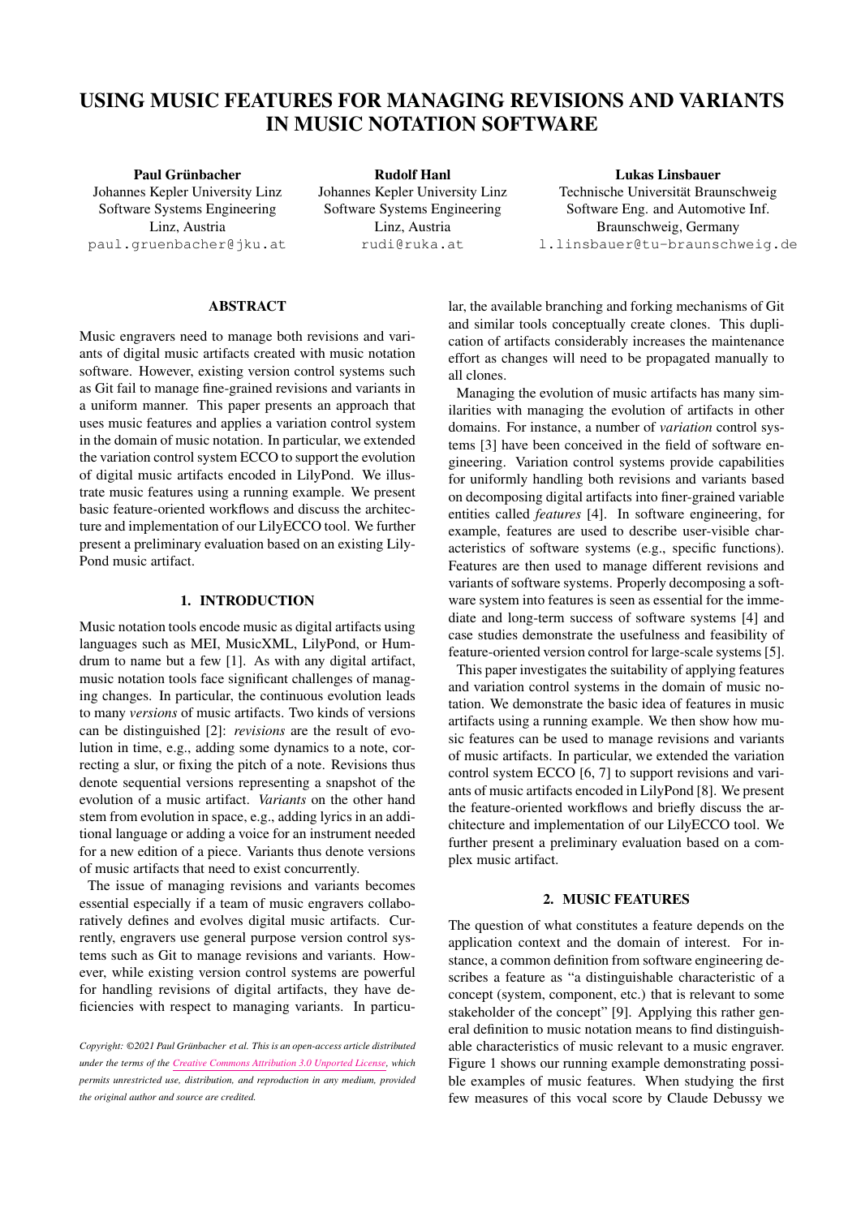# USING MUSIC FEATURES FOR MANAGING REVISIONS AND VARIANTS IN MUSIC NOTATION SOFTWARE

**Paul Grünbacher**
Johannes Kepler University Linz
Software Systems Engineering
Linz, Austria
paul.gruenbacher@jku.at

**Rudolf Hanl**
Johannes Kepler University Linz
Software Systems Engineering
Linz, Austria
rudi@ruka.at

**Lukas Linsbauer**
Technische Universität Braunschweig
Software Eng. and Automotive Inf.
Braunschweig, Germany
l.linsbauer@tu-braunschweig.de

## ABSTRACT

Music engravers need to manage both revisions and variants of digital music artifacts created with music notation software. However, existing version control systems such as Git fail to manage fine-grained revisions and variants in a uniform manner. This paper presents an approach that uses music features and applies a variation control system in the domain of music notation. In particular, we extended the variation control system ECCO to support the evolution of digital music artifacts encoded in LilyPond. We illustrate music features using a running example. We present basic feature-oriented workflows and discuss the architecture and implementation of our LilyECCO tool. We further present a preliminary evaluation based on an existing LilyPond music artifact.

## 1. INTRODUCTION

Music notation tools encode music as digital artifacts using languages such as MEI, MusicXML, LilyPond, or Humdrum to name but a few [1]. As with any digital artifact, music notation tools face significant challenges of managing changes. In particular, the continuous evolution leads to many *versions* of music artifacts. Two kinds of versions can be distinguished [2]: *revisions* are the result of evolution in time, e.g., adding some dynamics to a note, correcting a slur, or fixing the pitch of a note. Revisions thus denote sequential versions representing a snapshot of the evolution of a music artifact. *Variants* on the other hand stem from evolution in space, e.g., adding lyrics in an additional language or adding a voice for an instrument needed for a new edition of a piece. Variants thus denote versions of music artifacts that need to exist concurrently.

The issue of managing revisions and variants becomes essential especially if a team of music engravers collaboratively defines and evolves digital music artifacts. Currently, engravers use general purpose version control systems such as Git to manage revisions and variants. However, while existing version control systems are powerful for handling revisions of digital artifacts, they have deficiencies with respect to managing variants. In particular, the available branching and forking mechanisms of Git and similar tools conceptually create clones. This duplication of artifacts considerably increases the maintenance effort as changes will need to be propagated manually to all clones.

Managing the evolution of music artifacts has many similarities with managing the evolution of artifacts in other domains. For instance, a number of *variation* control systems [3] have been conceived in the field of software engineering. Variation control systems provide capabilities for uniformly handling both revisions and variants based on decomposing digital artifacts into finer-grained variable entities called *features* [4]. In software engineering, for example, features are used to describe user-visible characteristics of software systems (e.g., specific functions). Features are then used to manage different revisions and variants of software systems. Properly decomposing a software system into features is seen as essential for the immediate and long-term success of software systems [4] and case studies demonstrate the usefulness and feasibility of feature-oriented version control for large-scale systems [5].

This paper investigates the suitability of applying features and variation control systems in the domain of music notation. We demonstrate the basic idea of features in music artifacts using a running example. We then show how music features can be used to manage revisions and variants of music artifacts. In particular, we extended the variation control system ECCO [6, 7] to support revisions and variants of music artifacts encoded in LilyPond [8]. We present the feature-oriented workflows and briefly discuss the architecture and implementation of our LilyECCO tool. We further present a preliminary evaluation based on a complex music artifact.

## 2. MUSIC FEATURES

The question of what constitutes a feature depends on the application context and the domain of interest. For instance, a common definition from software engineering describes a feature as "a distinguishable characteristic of a concept (system, component, etc.) that is relevant to some stakeholder of the concept" [9]. Applying this rather general definition to music notation means to find distinguishable characteristics of music relevant to a music engraver. Figure 1 shows our running example demonstrating possible examples of music features. When studying the first few measures of this vocal score by Claude Debussy we

*Copyright: ©2021 Paul Grünbacher et al. This is an open-access article distributed under the terms of the Creative Commons Attribution 3.0 Unported License, which permits unrestricted use, distribution, and reproduction in any medium, provided the original author and source are credited.*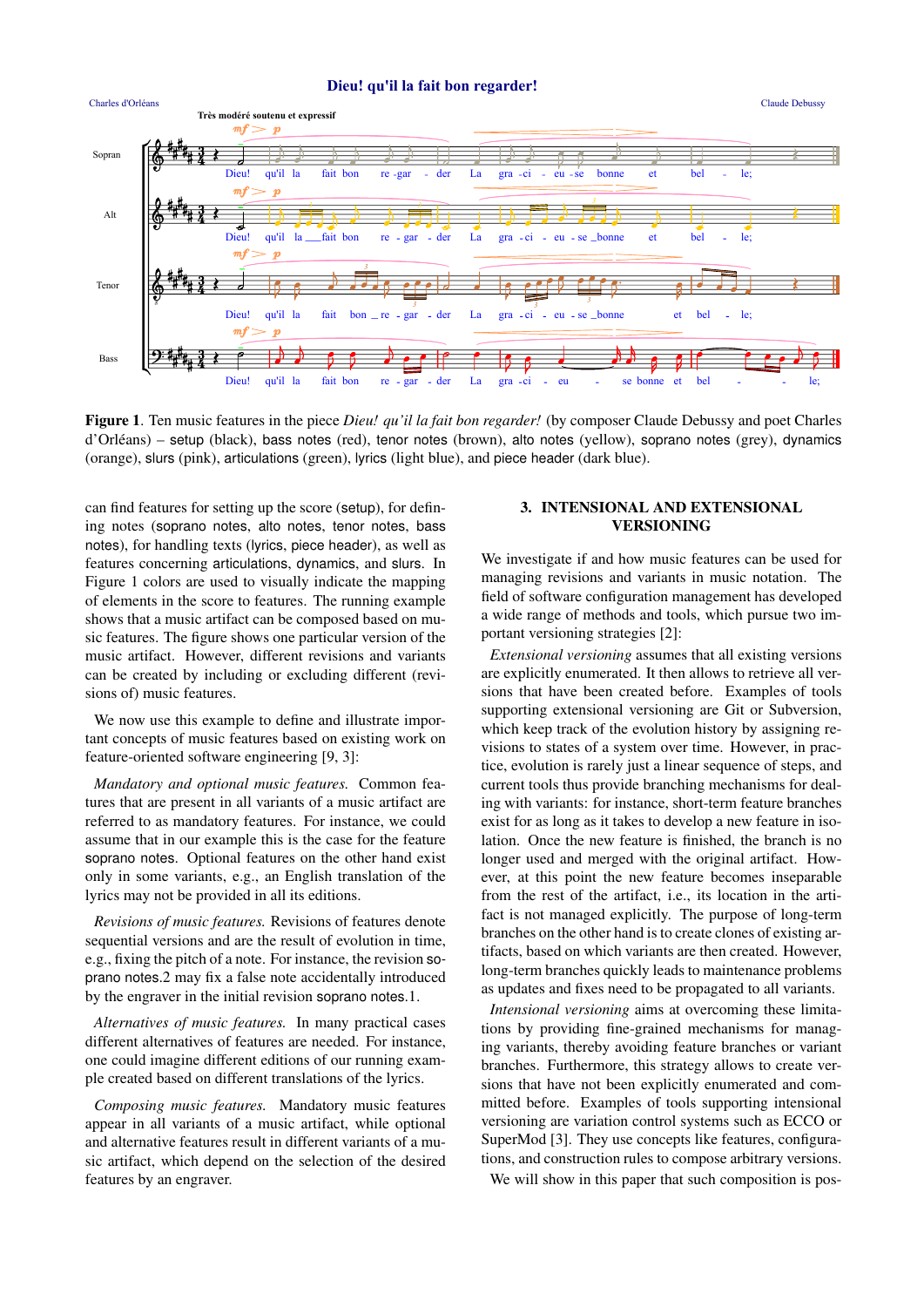Figure 1. Ten music features in the piece *Dieu! qu'il la fait bon regarder!* (by composer Claude Debussy and poet Charles d'Orléans) – setup (black), bass notes (red), tenor notes (brown), alto notes (yellow), soprano notes (grey), dynamics (orange), slurs (pink), articulations (green), lyrics (light blue), and piece header (dark blue).

can find features for setting up the score (setup), for defining notes (soprano notes, alto notes, tenor notes, bass notes), for handling texts (lyrics, piece header), as well as features concerning articulations, dynamics, and slurs. In Figure 1 colors are used to visually indicate the mapping of elements in the score to features. The running example shows that a music artifact can be composed based on music features. The figure shows one particular version of the music artifact. However, different revisions and variants can be created by including or excluding different (revisions of) music features.

We now use this example to define and illustrate important concepts of music features based on existing work on feature-oriented software engineering [9, 3]:

*Mandatory and optional music features.* Common features that are present in all variants of a music artifact are referred to as mandatory features. For instance, we could assume that in our example this is the case for the feature soprano notes. Optional features on the other hand exist only in some variants, e.g., an English translation of the lyrics may not be provided in all its editions.

*Revisions of music features.* Revisions of features denote sequential versions and are the result of evolution in time, e.g., fixing the pitch of a note. For instance, the revision soprano notes.2 may fix a false note accidentally introduced by the engraver in the initial revision soprano notes.1.

*Alternatives of music features.* In many practical cases different alternatives of features are needed. For instance, one could imagine different editions of our running example created based on different translations of the lyrics.

*Composing music features.* Mandatory music features appear in all variants of a music artifact, while optional and alternative features result in different variants of a music artifact, which depend on the selection of the desired features by an engraver.

## 3. INTENSIONAL AND EXTENSIONAL VERSIONING

We investigate if and how music features can be used for managing revisions and variants in music notation. The field of software configuration management has developed a wide range of methods and tools, which pursue two important versioning strategies [2]:

*Extensional versioning* assumes that all existing versions are explicitly enumerated. It then allows to retrieve all versions that have been created before. Examples of tools supporting extensional versioning are Git or Subversion, which keep track of the evolution history by assigning revisions to states of a system over time. However, in practice, evolution is rarely just a linear sequence of steps, and current tools thus provide branching mechanisms for dealing with variants: for instance, short-term feature branches exist for as long as it takes to develop a new feature in isolation. Once the new feature is finished, the branch is no longer used and merged with the original artifact. However, at this point the new feature becomes inseparable from the rest of the artifact, i.e., its location in the artifact is not managed explicitly. The purpose of long-term branches on the other hand is to create clones of existing artifacts, based on which variants are then created. However, long-term branches quickly leads to maintenance problems as updates and fixes need to be propagated to all variants.

*Intensional versioning* aims at overcoming these limitations by providing fine-grained mechanisms for managing variants, thereby avoiding feature branches or variant branches. Furthermore, this strategy allows to create versions that have not been explicitly enumerated and committed before. Examples of tools supporting intensional versioning are variation control systems such as ECCO or SuperMod [3]. They use concepts like features, configurations, and construction rules to compose arbitrary versions.

We will show in this paper that such composition is pos-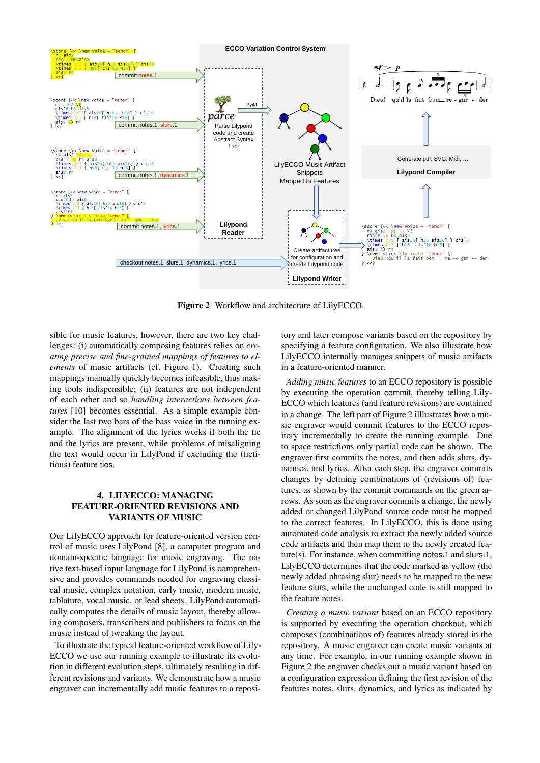**Figure 2**. Workflow and architecture of LilyECCO.

sible for music features, however, there are two key challenges: (i) automatically composing features relies on *creating precise and fine-grained mappings of features to elements* of music artifacts (cf. Figure 1). Creating such mappings manually quickly becomes infeasible, thus making tools indispensible; (ii) features are not independent of each other and so *handling interactions between features* [10] becomes essential. As a simple example consider the last two bars of the bass voice in the running example. The alignment of the lyrics works if both the tie and the lyrics are present, while problems of misaligning the text would occur in LilyPond if excluding the (fictitious) feature ties.

## 4. LILYECCO: MANAGING FEATURE-ORIENTED REVISIONS AND VARIANTS OF MUSIC

Our LilyECCO approach for feature-oriented version control of music uses LilyPond [8], a computer program and domain-specific language for music engraving. The native text-based input language for LilyPond is comprehensive and provides commands needed for engraving classical music, complex notation, early music, modern music, tablature, vocal music, or lead sheets. LilyPond automatically computes the details of music layout, thereby allowing composers, transcribers and publishers to focus on the music instead of tweaking the layout.

To illustrate the typical feature-oriented workflow of LilyECCO we use our running example to illustrate its evolution in different evolution steps, ultimately resulting in different revisions and variants. We demonstrate how a music engraver can incrementally add music features to a repository and later compose variants based on the repository by specifying a feature configuration. We also illustrate how LilyECCO internally manages snippets of music artifacts in a feature-oriented manner.

*Adding music features* to an ECCO repository is possible by executing the operation commit, thereby telling LilyECCO which features (and feature revisions) are contained in a change. The left part of Figure 2 illlustrates how a music engraver would commit features to the ECCO repository incrementally to create the running example. Due to space restrictions only partial code can be shown. The engraver first commits the notes, and then adds slurs, dynamics, and lyrics. After each step, the engraver commits changes by defining combinations of (revisions of) features, as shown by the commit commands on the green arrows. As soon as the engraver commits a change, the newly added or changed LilyPond source code must be mapped to the correct features. In LilyECCO, this is done using automated code analysis to extract the newly added source code artifacts and then map them to the newly created feature(s). For instance, when committing notes.1 and slurs.1, LilyECCO determines that the code marked as yellow (the newly added phrasing slur) needs to be mapped to the new feature slurs, while the unchanged code is still mapped to the feature notes.

*Creating a music variant* based on an ECCO repository is supported by executing the operation checkout, which composes (combinations of) features already stored in the repository. A music engraver can create music variants at any time. For example, in our running example shown in Figure 2 the engraver checks out a music variant based on a configuration expression defining the first revision of the features notes, slurs, dynamics, and lyrics as indicated by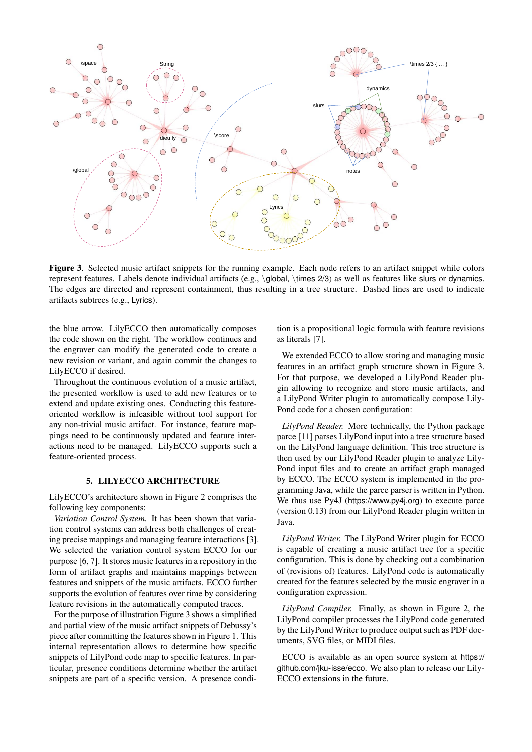**Figure 3.** Selected music artifact snippets for the running example. Each node refers to an artifact snippet while colors represent features. Labels denote individual artifacts (e.g., \global, \times 2/3) as well as features like slurs or dynamics. The edges are directed and represent containment, thus resulting in a tree structure. Dashed lines are used to indicate artifacts subtrees (e.g., Lyrics).

the blue arrow. LilyECCO then automatically composes the code shown on the right. The workflow continues and the engraver can modify the generated code to create a new revision or variant, and again commit the changes to LilyECCO if desired.

Throughout the continuous evolution of a music artifact, the presented workflow is used to add new features or to extend and update existing ones. Conducting this feature-oriented workflow is infeasible without tool support for any non-trivial music artifact. For instance, feature mappings need to be continuously updated and feature interactions need to be managed. LilyECCO supports such a feature-oriented process.

## 5. LILYECCO ARCHITECTURE

LilyECCO's architecture shown in Figure 2 comprises the following key components:

*Variation Control System.* It has been shown that variation control systems can address both challenges of creating precise mappings and managing feature interactions [3]. We selected the variation control system ECCO for our purpose [6, 7]. It stores music features in a repository in the form of artifact graphs and maintains mappings between features and snippets of the music artifacts. ECCO further supports the evolution of features over time by considering feature revisions in the automatically computed traces.

For the purpose of illustration Figure 3 shows a simplified and partial view of the music artifact snippets of Debussy's piece after committing the features shown in Figure 1. This internal representation allows to determine how specific snippets of LilyPond code map to specific features. In particular, presence conditions determine whether the artifact snippets are part of a specific version. A presence condition is a propositional logic formula with feature revisions as literals [7].

We extended ECCO to allow storing and managing music features in an artifact graph structure shown in Figure 3. For that purpose, we developed a LilyPond Reader plugin allowing to recognize and store music artifacts, and a LilyPond Writer plugin to automatically compose LilyPond code for a chosen configuration:

*LilyPond Reader.* More technically, the Python package parce [11] parses LilyPond input into a tree structure based on the LilyPond language definition. This tree structure is then used by our LilyPond Reader plugin to analyze LilyPond input files and to create an artifact graph managed by ECCO. The ECCO system is implemented in the programming Java, while the parce parser is written in Python. We thus use Py4J (https://www.py4j.org) to execute parce (version 0.13) from our LilyPond Reader plugin written in Java.

*LilyPond Writer.* The LilyPond Writer plugin for ECCO is capable of creating a music artifact tree for a specific configuration. This is done by checking out a combination of (revisions of) features. LilyPond code is automatically created for the features selected by the music engraver in a configuration.

*LilyPond Compiler.* Finally, as shown in Figure 2, the LilyPond compiler processes the LilyPond code generated by the LilyPond Writer to produce output such as PDF documents, SVG files, or MIDI files.

ECCO is available as an open source system at https://github.com/jku-isse/ecco. We also plan to release our LilyECCO extensions in the future.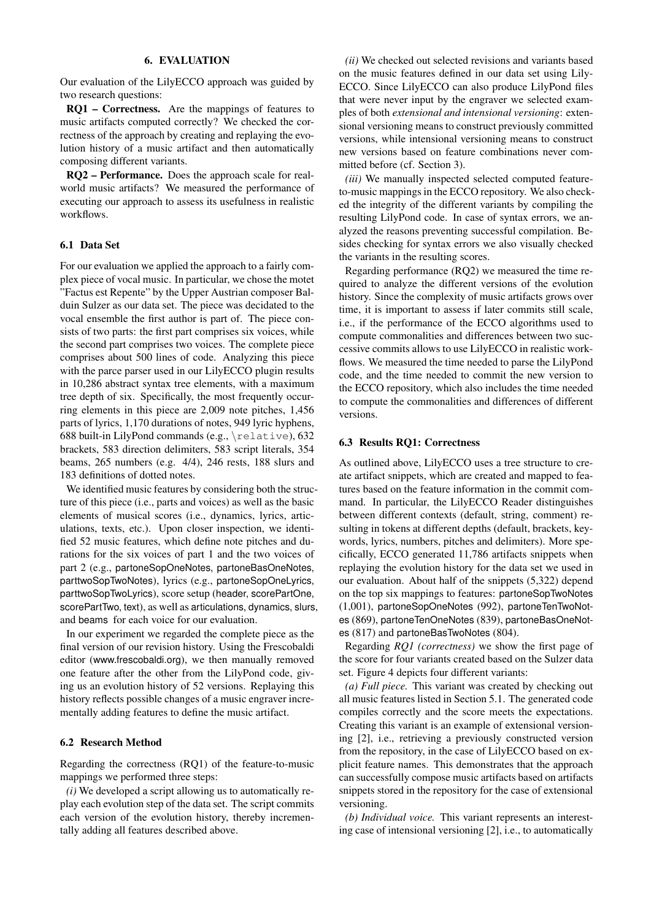## 6. EVALUATION

Our evaluation of the LilyECCO approach was guided by two research questions:

**RQ1 – Correctness.** Are the mappings of features to music artifacts computed correctly? We checked the correctness of the approach by creating and replaying the evolution history of a music artifact and then automatically composing different variants.

**RQ2 – Performance.** Does the approach scale for real-world music artifacts? We measured the performance of executing our approach to assess its usefulness in realistic workflows.

### 6.1 Data Set

For our evaluation we applied the approach to a fairly complex piece of vocal music. In particular, we chose the motet "Factus est Repente" by the Upper Austrian composer Balduin Sulzer as our data set. The piece was decidated to the vocal ensemble the first author is part of. The piece consists of two parts: the first part comprises six voices, while the second part comprises two voices. The complete piece comprises about 500 lines of code. Analyzing this piece with the parce parser used in our LilyECCO plugin results in 10,286 abstract syntax tree elements, with a maximum tree depth of six. Specifically, the most frequently occurring elements in this piece are 2,009 note pitches, 1,456 parts of lyrics, 1,170 durations of notes, 949 lyric hyphens, 688 built-in LilyPond commands (e.g., `\relative`), 632 brackets, 583 direction delimiters, 583 script literals, 354 beams, 265 numbers (e.g. 4/4), 246 rests, 188 slurs and 183 definitions of dotted notes.

We identified music features by considering both the structure of this piece (i.e., parts and voices) as well as the basic elements of musical scores (i.e., dynamics, lyrics, articulations, texts, etc.). Upon closer inspection, we identified 52 music features, which define note pitches and durations for the six voices of part 1 and the two voices of part 2 (e.g., partoneSopOneNotes, partoneBasOneNotes, parttwoSopTwoNotes), lyrics (e.g., partoneSopOneLyrics, parttwoSopTwoLyrics), score setup (header, scorePartOne, scorePartTwo, text), as well as articulations, dynamics, slurs, and beams for each voice for our evaluation.

In our experiment we regarded the complete piece as the final version of our revision history. Using the Frescobaldi editor (www.frescobaldi.org), we then manually removed one feature after the other from the LilyPond code, giving us an evolution history of 52 versions. Replaying this history reflects possible changes of a music engraver incrementally adding features to define the music artifact.

### 6.2 Research Method

Regarding the correctness (RQ1) of the feature-to-music mappings we performed three steps:

*(i)* We developed a script allowing us to automatically replay each evolution step of the data set. The script commits each version of the evolution history, thereby incrementally adding all features described above.

*(ii)* We checked out selected revisions and variants based on the music features defined in our data set using LilyECCO. Since LilyECCO can also produce LilyPond files that were never input by the engraver we selected examples of both *extensional and intensional versioning*: extensional versioning means to construct previously committed versions, while intensional versioning means to construct new versions based on feature combinations never committed before (cf. Section 3).

*(iii)* We manually inspected selected computed feature-to-music mappings in the ECCO repository. We also checked the integrity of the different variants by compiling the resulting LilyPond code. In case of syntax errors, we analyzed the reasons preventing successful compilation. Besides checking for syntax errors we also visually checked the variants in the resulting scores.

Regarding performance (RQ2) we measured the time required to analyze the different versions of the evolution history. Since the complexity of music artifacts grows over time, it is important to assess if later commits still scale, i.e., if the performance of the ECCO algorithms used to compute commonalities and differences between two successive commits allows to use LilyECCO in realistic workflows. We measured the time needed to parse the LilyPond code, and the time needed to commit the new version to the ECCO repository, which also includes the time needed to compute the commonalities and differences of different versions.

### 6.3 Results RQ1: Correctness

As outlined above, LilyECCO uses a tree structure to create artifact snippets, which are created and mapped to features based on the feature information in the commit command. In particular, the LilyECCO Reader distinguishes between different contexts (default, string, comment) resulting in tokens at different depths (default, brackets, keywords, lyrics, numbers, pitches and delimiters). More specifically, ECCO generated 11,786 artifacts snippets when replaying the evolution history for the data set we used in our evaluation. About half of the snippets (5,322) depend on the top six mappings to features: partoneSopTwoNotes (1,001), partoneSopOneNotes (992), partoneTenTwoNotes (869), partoneTenOneNotes (839), partoneBasOneNotes (817) and partoneBasTwoNotes (804).

Regarding *RQ1 (correctness)* we show the first page of the score for four variants created based on the Sulzer data set. Figure 4 depicts four different variants:

*(a) Full piece.* This variant was created by checking out all music features listed in Section 5.1. The generated code compiles correctly and the score meets the expectations. Creating this variant is an example of extensional versioning [2], i.e., retrieving a previously constructed version from the repository, in the case of LilyECCO based on explicit feature names. This demonstrates that the approach can successfully compose music artifacts based on artifacts snippets stored in the repository for the case of extensional versioning.

*(b) Individual voice.* This variant represents an interesting case of intensional versioning [2], i.e., to automatically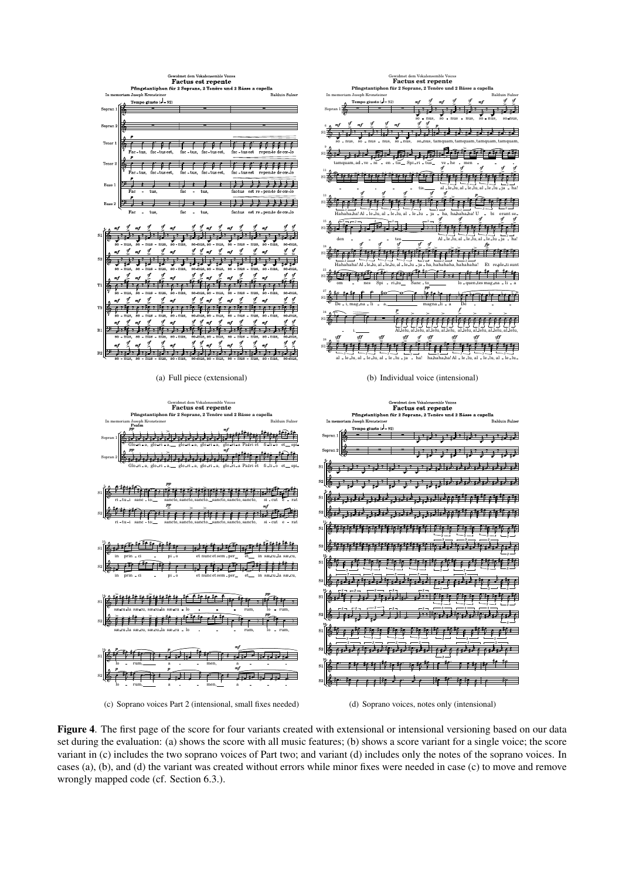(a) Full piece (extensional)

(b) Individual voice (intensional)

(c) Soprano voices Part 2 (intensional, small fixes needed)

(d) Soprano voices, notes only (intensional)

**Figure 4**. The first page of the score for four variants created with extensional or intensional versioning based on our data set during the evaluation: (a) shows the score with all music features; (b) shows a score variant for a single voice; the score variant in (c) includes the two soprano voices of Part two; and variant (d) includes only the notes of the soprano voices. In cases (a), (b), and (d) the variant was created without errors while minor fixes were needed in case (c) to move and remove wrongly mapped code (cf. Section 6.3.).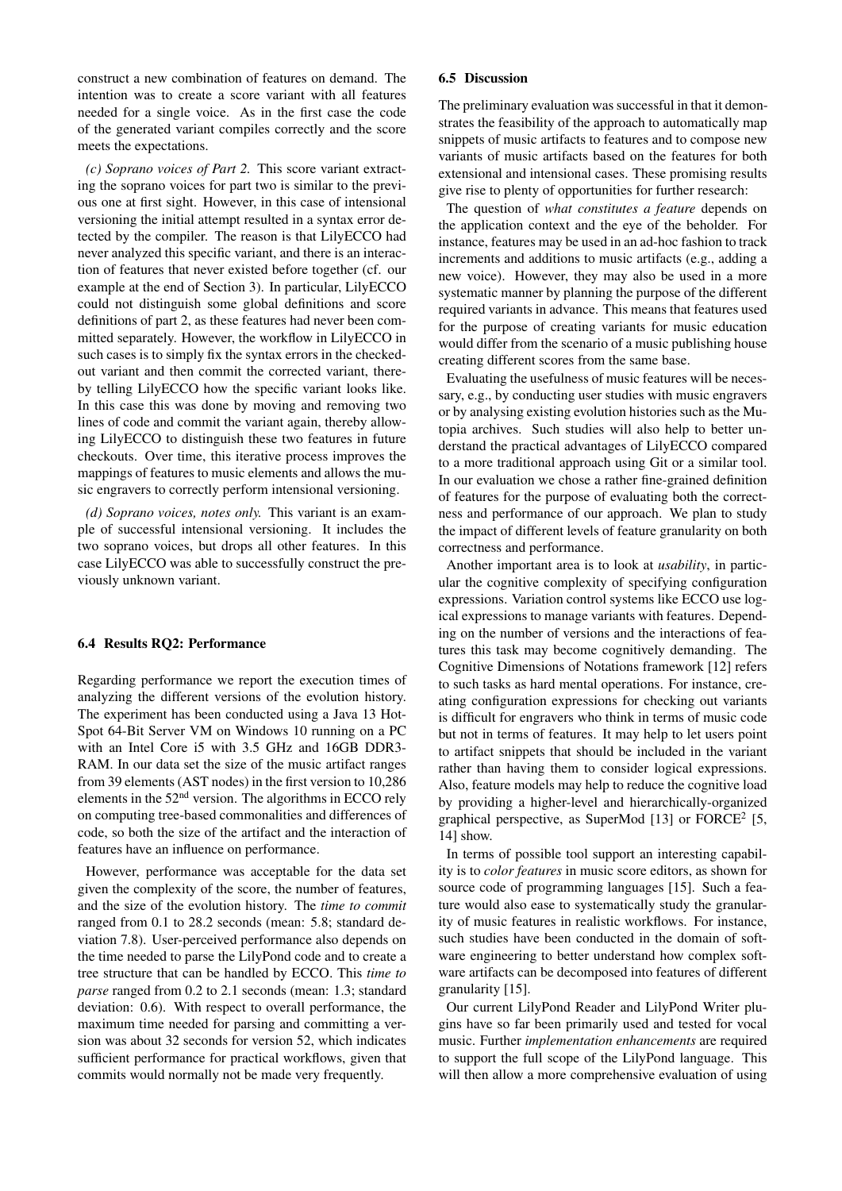construct a new combination of features on demand. The intention was to create a score variant with all features needed for a single voice. As in the first case the code of the generated variant compiles correctly and the score meets the expectations.

*(c) Soprano voices of Part 2.* This score variant extracting the soprano voices for part two is similar to the previous one at first sight. However, in this case of intensional versioning the initial attempt resulted in a syntax error detected by the compiler. The reason is that LilyECCO had never analyzed this specific variant, and there is an interaction of features that never existed before together (cf. our example at the end of Section 3). In particular, LilyECCO could not distinguish some global definitions and score definitions of part 2, as these features had never been committed separately. However, the workflow in LilyECCO in such cases is to simply fix the syntax errors in the checked-out variant and then commit the corrected variant, thereby telling LilyECCO how the specific variant looks like. In this case this was done by moving and removing two lines of code and commit the variant again, thereby allowing LilyECCO to distinguish these two features in future checkouts. Over time, this iterative process improves the mappings of features to music elements and allows the music engravers to correctly perform intensional versioning.

*(d) Soprano voices, notes only.* This variant is an example of successful intensional versioning. It includes the two soprano voices, but drops all other features. In this case LilyECCO was able to successfully construct the previously unknown variant.

### 6.4 Results RQ2: Performance

Regarding performance we report the execution times of analyzing the different versions of the evolution history. The experiment has been conducted using a Java 13 HotSpot 64-Bit Server VM on Windows 10 running on a PC with an Intel Core i5 with 3.5 GHz and 16GB DDR3-RAM. In our data set the size of the music artifact ranges from 39 elements (AST nodes) in the first version to 10,286 elements in the 52nd version. The algorithms in ECCO rely on computing tree-based commonalities and differences of code, so both the size of the artifact and the interaction of features have an influence on performance.

However, performance was acceptable for the data set given the complexity of the score, the number of features, and the size of the evolution history. The *time to commit* ranged from 0.1 to 28.2 seconds (mean: 5.8; standard deviation 7.8). User-perceived performance also depends on the time needed to parse the LilyPond code and to create a tree structure that can be handled by ECCO. This *time to parse* ranged from 0.2 to 2.1 seconds (mean: 1.3; standard deviation: 0.6). With respect to overall performance, the maximum time needed for parsing and committing a version was about 32 seconds for version 52, which indicates sufficient performance for practical workflows, given that commits would normally not be made very frequently.

### 6.5 Discussion

The preliminary evaluation was successful in that it demonstrates the feasibility of the approach to automatically map snippets of music artifacts to features and to compose new variants of music artifacts based on the features for both extensional and intensional cases. These promising results give rise to plenty of opportunities for further research:

The question of *what constitutes a feature* depends on the application context and the eye of the beholder. For instance, features may be used in an ad-hoc fashion to track increments and additions to music artifacts (e.g., adding a new voice). However, they may also be used in a more systematic manner by planning the purpose of the different required variants in advance. This means that features used for the purpose of creating variants for music education would differ from the scenario of a music publishing house creating different scores from the same base.

Evaluating the usefulness of music features will be necessary, e.g., by conducting user studies with music engravers or by analysing existing evolution histories such as the Mutopia archives. Such studies will also help to better understand the practical advantages of LilyECCO compared to a more traditional approach using Git or a similar tool. In our evaluation we chose a rather fine-grained definition of features for the purpose of evaluating both the correctness and performance of our approach. We plan to study the impact of different levels of feature granularity on both correctness and performance.

Another important area is to look at *usability*, in particular the cognitive complexity of specifying configuration expressions. Variation control systems like ECCO use logical expressions to manage variants with features. Depending on the number of versions and the interactions of features this task may become cognitively demanding. The Cognitive Dimensions of Notations framework [12] refers to such tasks as hard mental operations. For instance, creating configuration expressions for checking out variants is difficult for engravers who think in terms of music code but not in terms of features. It may help to let users point to artifact snippets that should be included in the variant rather than having them to consider logical expressions. Also, feature models may help to reduce the cognitive load by providing a higher-level and hierarchically-organized graphical perspective, as SuperMod [13] or FORCE² [5, 14] show.

In terms of possible tool support an interesting capability is to *color features* in music score editors, as shown for source code of programming languages [15]. Such a feature would also ease to systematically study the granularity of music features in realistic workflows. For instance, such studies have been conducted in the domain of software engineering to better understand how complex software artifacts can be decomposed into features of different granularity [15].

Our current LilyPond Reader and LilyPond Writer plugins have so far been primarily used and tested for vocal music. Further *implementation enhancements* are required to support the full scope of the LilyPond language. This will then allow a more comprehensive evaluation of using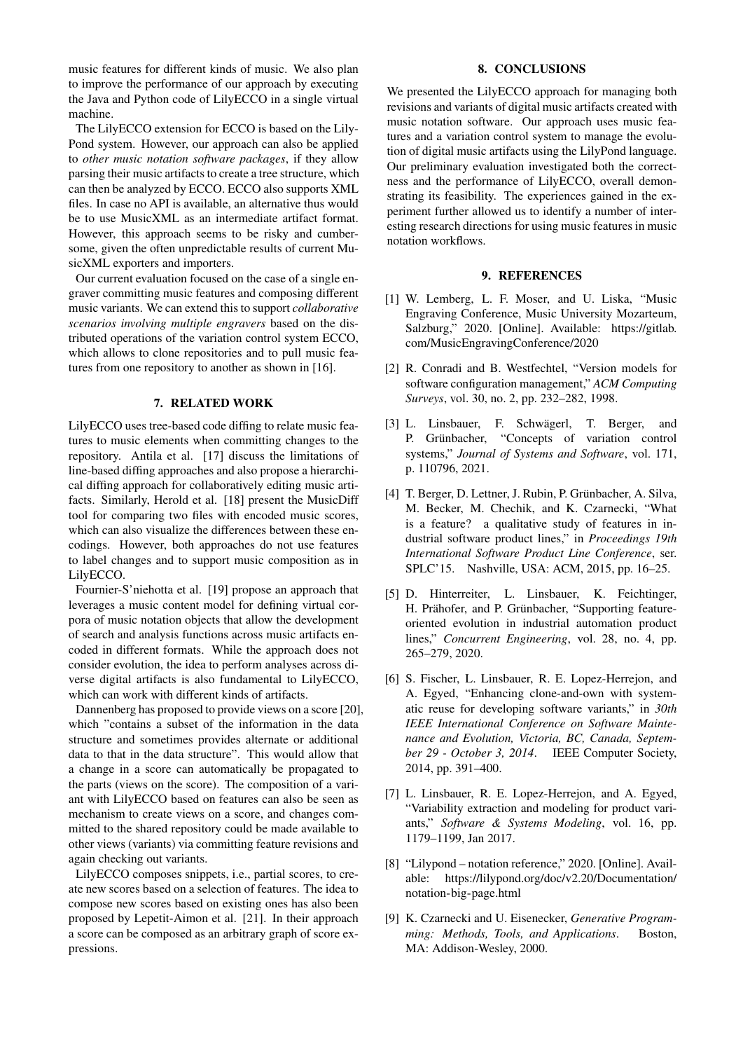music features for different kinds of music. We also plan to improve the performance of our approach by executing the Java and Python code of LilyECCO in a single virtual machine.

The LilyECCO extension for ECCO is based on the LilyPond system. However, our approach can also be applied to *other music notation software packages*, if they allow parsing their music artifacts to create a tree structure, which can then be analyzed by ECCO. ECCO also supports XML files. In case no API is available, an alternative thus would be to use MusicXML as an intermediate artifact format. However, this approach seems to be risky and cumbersome, given the often unpredictable results of current MusicXML exporters and importers.

Our current evaluation focused on the case of a single engraver committing music features and composing different music variants. We can extend this to support *collaborative scenarios involving multiple engravers* based on the distributed operations of the variation control system ECCO, which allows to clone repositories and to pull music features from one repository to another as shown in [16].

## 7. RELATED WORK

LilyECCO uses tree-based code diffing to relate music features to music elements when committing changes to the repository. Antila et al. [17] discuss the limitations of line-based diffing approaches and also propose a hierarchical diffing approach for collaboratively editing music artifacts. Similarly, Herold et al. [18] present the MusicDiff tool for comparing two files with encoded music scores, which can also visualize the differences between these encodings. However, both approaches do not use features to label changes and to support music composition as in LilyECCO.

Fournier-S'niehotta et al. [19] propose an approach that leverages a music content model for defining virtual corpora of music notation objects that allow the development of search and analysis functions across music artifacts encoded in different formats. While the approach does not consider evolution, the idea to perform analyses across diverse digital artifacts is also fundamental to LilyECCO, which can work with different kinds of artifacts.

Dannenberg has proposed to provide views on a score [20], which "contains a subset of the information in the data structure and sometimes provides alternate or additional data to that in the data structure". This would allow that a change in a score can automatically be propagated to the parts (views on the score). The composition of a variant with LilyECCO based on features can also be seen as mechanism to create views on a score, and changes committed to the shared repository could be made available to other views (variants) via committing feature revisions and again checking out variants.

LilyECCO composes snippets, i.e., partial scores, to create new scores based on a selection of features. The idea to compose new scores based on existing ones has also been proposed by Lepetit-Aimon et al. [21]. In their approach a score can be composed as an arbitrary graph of score expressions.

## 8. CONCLUSIONS

We presented the LilyECCO approach for managing both revisions and variants of digital music artifacts created with music notation software. Our approach uses music features and a variation control system to manage the evolution of digital music artifacts using the LilyPond language. Our preliminary evaluation investigated both the correctness and the performance of LilyECCO, overall demonstrating its feasibility. The experiences gained in the experiment further allowed us to identify a number of interesting research directions for using music features in music notation workflows.

## 9. REFERENCES

[1] W. Lemberg, L. F. Moser, and U. Liska, "Music Engraving Conference, Music University Mozarteum, Salzburg," 2020. [Online]. Available: https://gitlab.com/MusicEngravingConference/2020

[2] R. Conradi and B. Westfechtel, "Version models for software configuration management," *ACM Computing Surveys*, vol. 30, no. 2, pp. 232–282, 1998.

[3] L. Linsbauer, F. Schwägerl, T. Berger, and P. Grünbacher, "Concepts of variation control systems," *Journal of Systems and Software*, vol. 171, p. 110796, 2021.

[4] T. Berger, D. Lettner, J. Rubin, P. Grünbacher, A. Silva, M. Becker, M. Chechik, and K. Czarnecki, "What is a feature? a qualitative study of features in industrial software product lines," in *Proceedings 19th International Software Product Line Conference*, ser. SPLC'15. Nashville, USA: ACM, 2015, pp. 16–25.

[5] D. Hinterreiter, L. Linsbauer, K. Feichtinger, H. Prähofer, and P. Grünbacher, "Supporting feature-oriented evolution in industrial automation product lines," *Concurrent Engineering*, vol. 28, no. 4, pp. 265–279, 2020.

[6] S. Fischer, L. Linsbauer, R. E. Lopez-Herrejon, and A. Egyed, "Enhancing clone-and-own with systematic reuse for developing software variants," in *30th IEEE International Conference on Software Maintenance and Evolution, Victoria, BC, Canada, September 29 - October 3, 2014*. IEEE Computer Society, 2014, pp. 391–400.

[7] L. Linsbauer, R. E. Lopez-Herrejon, and A. Egyed, "Variability extraction and modeling for product variants," *Software & Systems Modeling*, vol. 16, pp. 1179–1199, Jan 2017.

[8] "Lilypond – notation reference," 2020. [Online]. Available: https://lilypond.org/doc/v2.20/Documentation/notation-big-page.html

[9] K. Czarnecki and U. Eisenecker, *Generative Programming: Methods, Tools, and Applications*. Boston, MA: Addison-Wesley, 2000.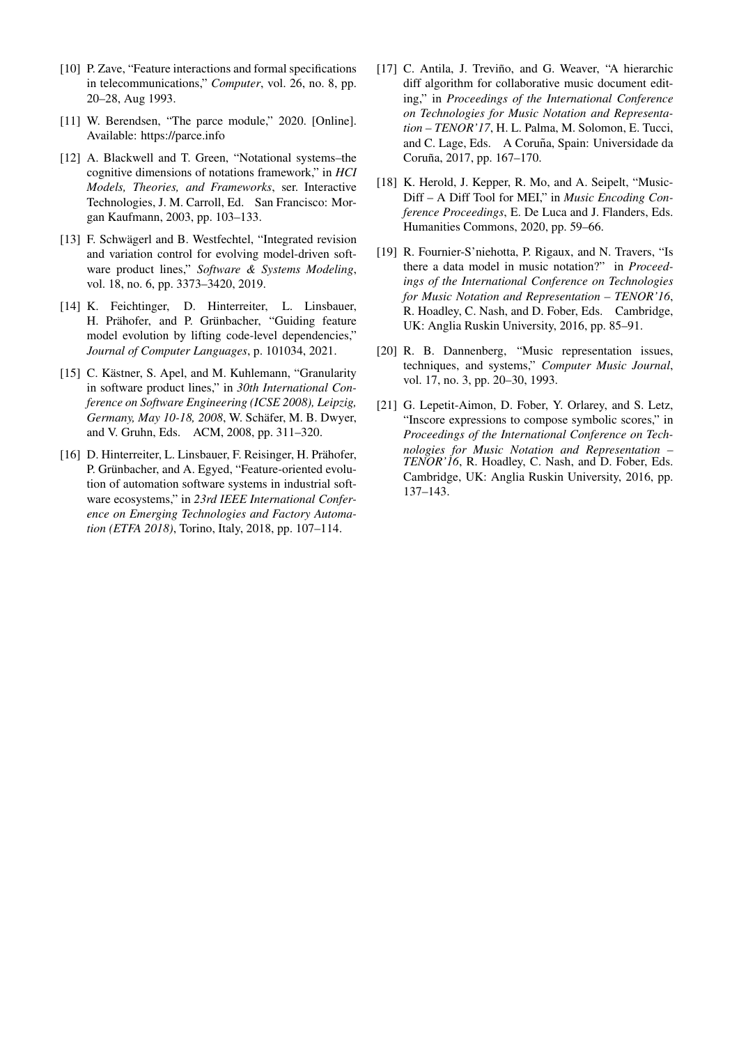[10] P. Zave, "Feature interactions and formal specifications in telecommunications," *Computer*, vol. 26, no. 8, pp. 20–28, Aug 1993.

[11] W. Berendsen, "The parce module," 2020. [Online]. Available: https://parce.info

[12] A. Blackwell and T. Green, "Notational systems–the cognitive dimensions of notations framework," in *HCI Models, Theories, and Frameworks*, ser. Interactive Technologies, J. M. Carroll, Ed. San Francisco: Morgan Kaufmann, 2003, pp. 103–133.

[13] F. Schwägerl and B. Westfechtel, "Integrated revision and variation control for evolving model-driven software product lines," *Software & Systems Modeling*, vol. 18, no. 6, pp. 3373–3420, 2019.

[14] K. Feichtinger, D. Hinterreiter, L. Linsbauer, H. Prähofer, and P. Grünbacher, "Guiding feature model evolution by lifting code-level dependencies," *Journal of Computer Languages*, p. 101034, 2021.

[15] C. Kästner, S. Apel, and M. Kuhlemann, "Granularity in software product lines," in *30th International Conference on Software Engineering (ICSE 2008), Leipzig, Germany, May 10-18, 2008*, W. Schäfer, M. B. Dwyer, and V. Gruhn, Eds. ACM, 2008, pp. 311–320.

[16] D. Hinterreiter, L. Linsbauer, F. Reisinger, H. Prähofer, P. Grünbacher, and A. Egyed, "Feature-oriented evolution of automation software systems in industrial software ecosystems," in *23rd IEEE International Conference on Emerging Technologies and Factory Automation (ETFA 2018)*, Torino, Italy, 2018, pp. 107–114.

[17] C. Antila, J. Treviño, and G. Weaver, "A hierarchic diff algorithm for collaborative music document editing," in *Proceedings of the International Conference on Technologies for Music Notation and Representation – TENOR'17*, H. L. Palma, M. Solomon, E. Tucci, and C. Lage, Eds. A Coruña, Spain: Universidade da Coruña, 2017, pp. 167–170.

[18] K. Herold, J. Kepper, R. Mo, and A. Seipelt, "MusicDiff – A Diff Tool for MEI," in *Music Encoding Conference Proceedings*, E. De Luca and J. Flanders, Eds. Humanities Commons, 2020, pp. 59–66.

[19] R. Fournier-S'niehotta, P. Rigaux, and N. Travers, "Is there a data model in music notation?" in *Proceedings of the International Conference on Technologies for Music Notation and Representation – TENOR'16*, R. Hoadley, C. Nash, and D. Fober, Eds. Cambridge, UK: Anglia Ruskin University, 2016, pp. 85–91.

[20] R. B. Dannenberg, "Music representation issues, techniques, and systems," *Computer Music Journal*, vol. 17, no. 3, pp. 20–30, 1993.

[21] G. Lepetit-Aimon, D. Fober, Y. Orlarey, and S. Letz, "Inscore expressions to compose symbolic scores," in *Proceedings of the International Conference on Technologies for Music Notation and Representation – TENOR'16*, R. Hoadley, C. Nash, and D. Fober, Eds. Cambridge, UK: Anglia Ruskin University, 2016, pp. 137–143.